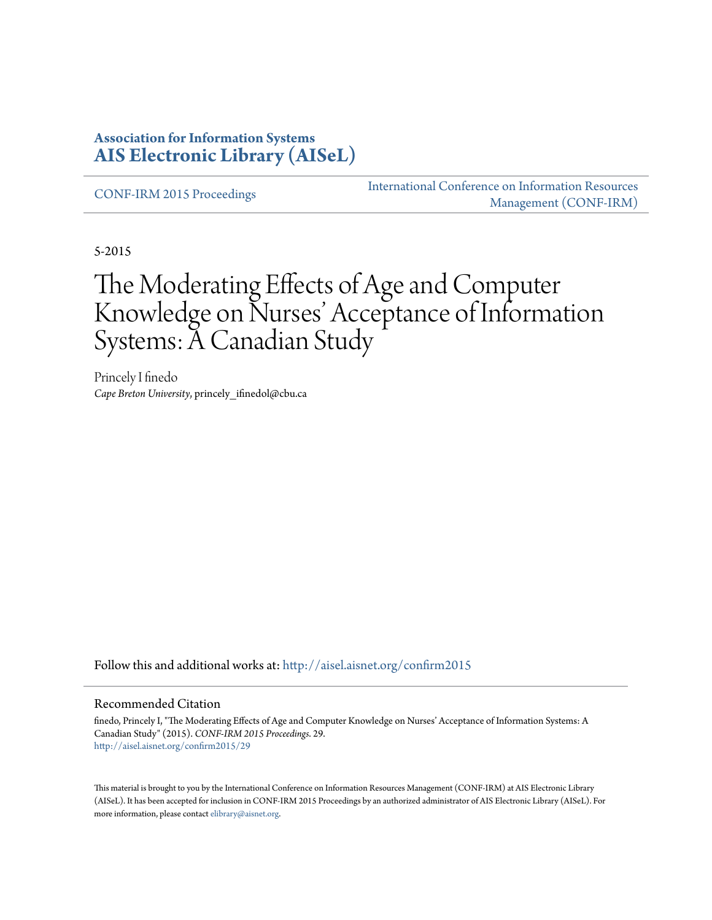**Association for Information Systems**
**AIS Electronic Library (AISeL)**

CONF-IRM 2015 Proceedings

International Conference on Information Resources Management (CONF-IRM)

5-2015

# The Moderating Effects of Age and Computer Knowledge on Nurses' Acceptance of Information Systems: A Canadian Study

Princely I finedo
*Cape Breton University*, princely_ifinedol@cbu.ca

Follow this and additional works at: http://aisel.aisnet.org/confirm2015

## Recommended Citation

finedo, Princely I, "The Moderating Effects of Age and Computer Knowledge on Nurses' Acceptance of Information Systems: A Canadian Study" (2015). *CONF-IRM 2015 Proceedings*. 29.
http://aisel.aisnet.org/confirm2015/29

This material is brought to you by the International Conference on Information Resources Management (CONF-IRM) at AIS Electronic Library (AISeL). It has been accepted for inclusion in CONF-IRM 2015 Proceedings by an authorized administrator of AIS Electronic Library (AISeL). For more information, please contact elibrary@aisnet.org.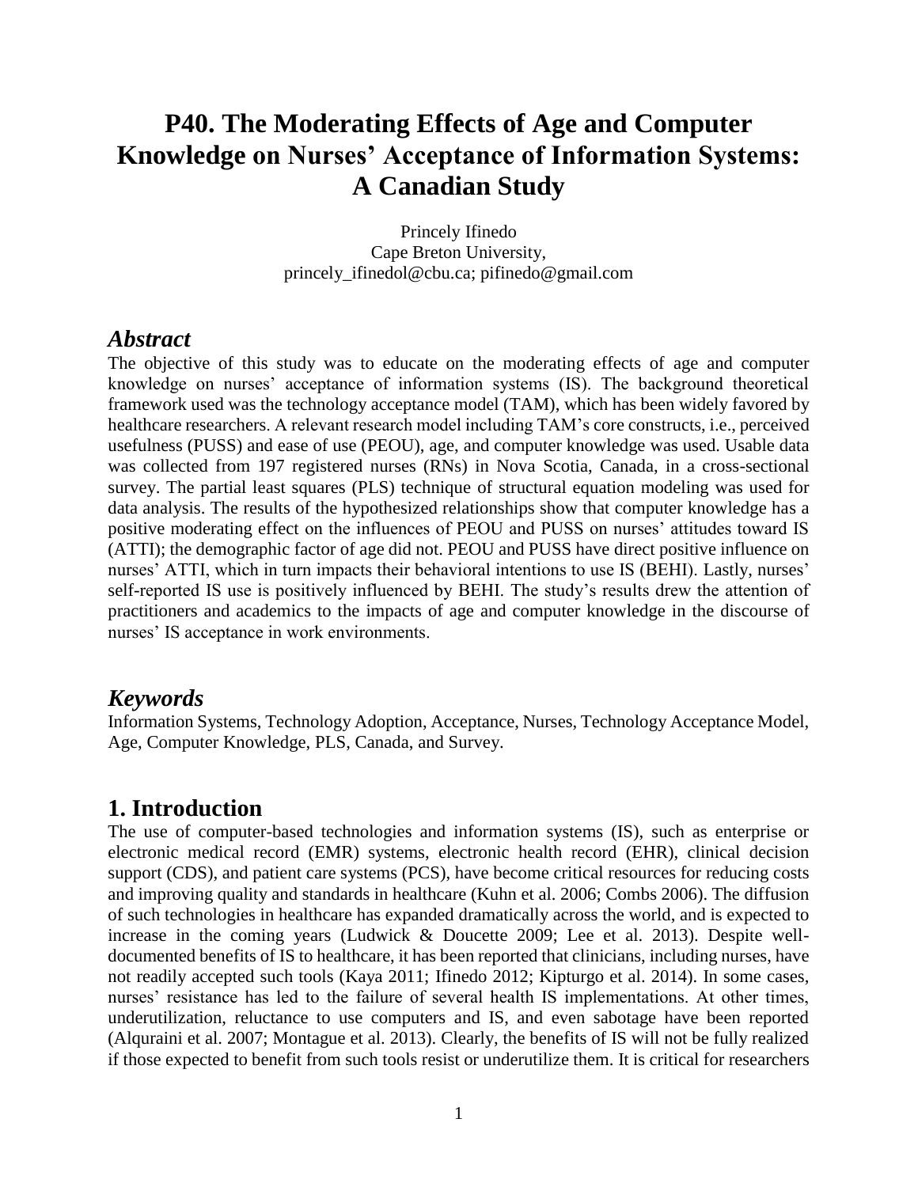# P40. The Moderating Effects of Age and Computer Knowledge on Nurses' Acceptance of Information Systems: A Canadian Study

Princely Ifinedo
Cape Breton University,
princely_ifinedol@cbu.ca; pifinedo@gmail.com

## *Abstract*

The objective of this study was to educate on the moderating effects of age and computer knowledge on nurses' acceptance of information systems (IS). The background theoretical framework used was the technology acceptance model (TAM), which has been widely favored by healthcare researchers. A relevant research model including TAM's core constructs, i.e., perceived usefulness (PUSS) and ease of use (PEOU), age, and computer knowledge was used. Usable data was collected from 197 registered nurses (RNs) in Nova Scotia, Canada, in a cross-sectional survey. The partial least squares (PLS) technique of structural equation modeling was used for data analysis. The results of the hypothesized relationships show that computer knowledge has a positive moderating effect on the influences of PEOU and PUSS on nurses' attitudes toward IS (ATTI); the demographic factor of age did not. PEOU and PUSS have direct positive influence on nurses' ATTI, which in turn impacts their behavioral intentions to use IS (BEHI). Lastly, nurses' self-reported IS use is positively influenced by BEHI. The study's results drew the attention of practitioners and academics to the impacts of age and computer knowledge in the discourse of nurses' IS acceptance in work environments.

## *Keywords*

Information Systems, Technology Adoption, Acceptance, Nurses, Technology Acceptance Model, Age, Computer Knowledge, PLS, Canada, and Survey.

## 1. Introduction

The use of computer-based technologies and information systems (IS), such as enterprise or electronic medical record (EMR) systems, electronic health record (EHR), clinical decision support (CDS), and patient care systems (PCS), have become critical resources for reducing costs and improving quality and standards in healthcare (Kuhn et al. 2006; Combs 2006). The diffusion of such technologies in healthcare has expanded dramatically across the world, and is expected to increase in the coming years (Ludwick & Doucette 2009; Lee et al. 2013). Despite well-documented benefits of IS to healthcare, it has been reported that clinicians, including nurses, have not readily accepted such tools (Kaya 2011; Ifinedo 2012; Kipturgo et al. 2014). In some cases, nurses' resistance has led to the failure of several health IS implementations. At other times, underutilization, reluctance to use computers and IS, and even sabotage have been reported (Alquraini et al. 2007; Montague et al. 2013). Clearly, the benefits of IS will not be fully realized if those expected to benefit from such tools resist or underutilize them. It is critical for researchers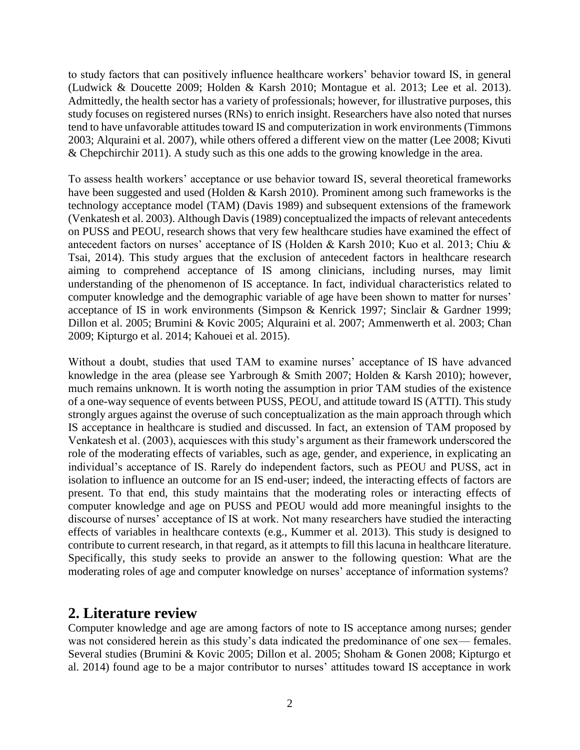to study factors that can positively influence healthcare workers' behavior toward IS, in general (Ludwick & Doucette 2009; Holden & Karsh 2010; Montague et al. 2013; Lee et al. 2013). Admittedly, the health sector has a variety of professionals; however, for illustrative purposes, this study focuses on registered nurses (RNs) to enrich insight. Researchers have also noted that nurses tend to have unfavorable attitudes toward IS and computerization in work environments (Timmons 2003; Alquraini et al. 2007), while others offered a different view on the matter (Lee 2008; Kivuti & Chepchirchir 2011). A study such as this one adds to the growing knowledge in the area.

To assess health workers' acceptance or use behavior toward IS, several theoretical frameworks have been suggested and used (Holden & Karsh 2010). Prominent among such frameworks is the technology acceptance model (TAM) (Davis 1989) and subsequent extensions of the framework (Venkatesh et al. 2003). Although Davis (1989) conceptualized the impacts of relevant antecedents on PUSS and PEOU, research shows that very few healthcare studies have examined the effect of antecedent factors on nurses' acceptance of IS (Holden & Karsh 2010; Kuo et al. 2013; Chiu & Tsai, 2014). This study argues that the exclusion of antecedent factors in healthcare research aiming to comprehend acceptance of IS among clinicians, including nurses, may limit understanding of the phenomenon of IS acceptance. In fact, individual characteristics related to computer knowledge and the demographic variable of age have been shown to matter for nurses' acceptance of IS in work environments (Simpson & Kenrick 1997; Sinclair & Gardner 1999; Dillon et al. 2005; Brumini & Kovic 2005; Alquraini et al. 2007; Ammenwerth et al. 2003; Chan 2009; Kipturgo et al. 2014; Kahouei et al. 2015).

Without a doubt, studies that used TAM to examine nurses' acceptance of IS have advanced knowledge in the area (please see Yarbrough & Smith 2007; Holden & Karsh 2010); however, much remains unknown. It is worth noting the assumption in prior TAM studies of the existence of a one-way sequence of events between PUSS, PEOU, and attitude toward IS (ATTI). This study strongly argues against the overuse of such conceptualization as the main approach through which IS acceptance in healthcare is studied and discussed. In fact, an extension of TAM proposed by Venkatesh et al. (2003), acquiesces with this study's argument as their framework underscored the role of the moderating effects of variables, such as age, gender, and experience, in explicating an individual's acceptance of IS. Rarely do independent factors, such as PEOU and PUSS, act in isolation to influence an outcome for an IS end-user; indeed, the interacting effects of factors are present. To that end, this study maintains that the moderating roles or interacting effects of computer knowledge and age on PUSS and PEOU would add more meaningful insights to the discourse of nurses' acceptance of IS at work. Not many researchers have studied the interacting effects of variables in healthcare contexts (e.g., Kummer et al. 2013). This study is designed to contribute to current research, in that regard, as it attempts to fill this lacuna in healthcare literature. Specifically, this study seeks to provide an answer to the following question: What are the moderating roles of age and computer knowledge on nurses' acceptance of information systems?

## 2. Literature review

Computer knowledge and age are among factors of note to IS acceptance among nurses; gender was not considered herein as this study's data indicated the predominance of one sex— females. Several studies (Brumini & Kovic 2005; Dillon et al. 2005; Shoham & Gonen 2008; Kipturgo et al. 2014) found age to be a major contributor to nurses' attitudes toward IS acceptance in work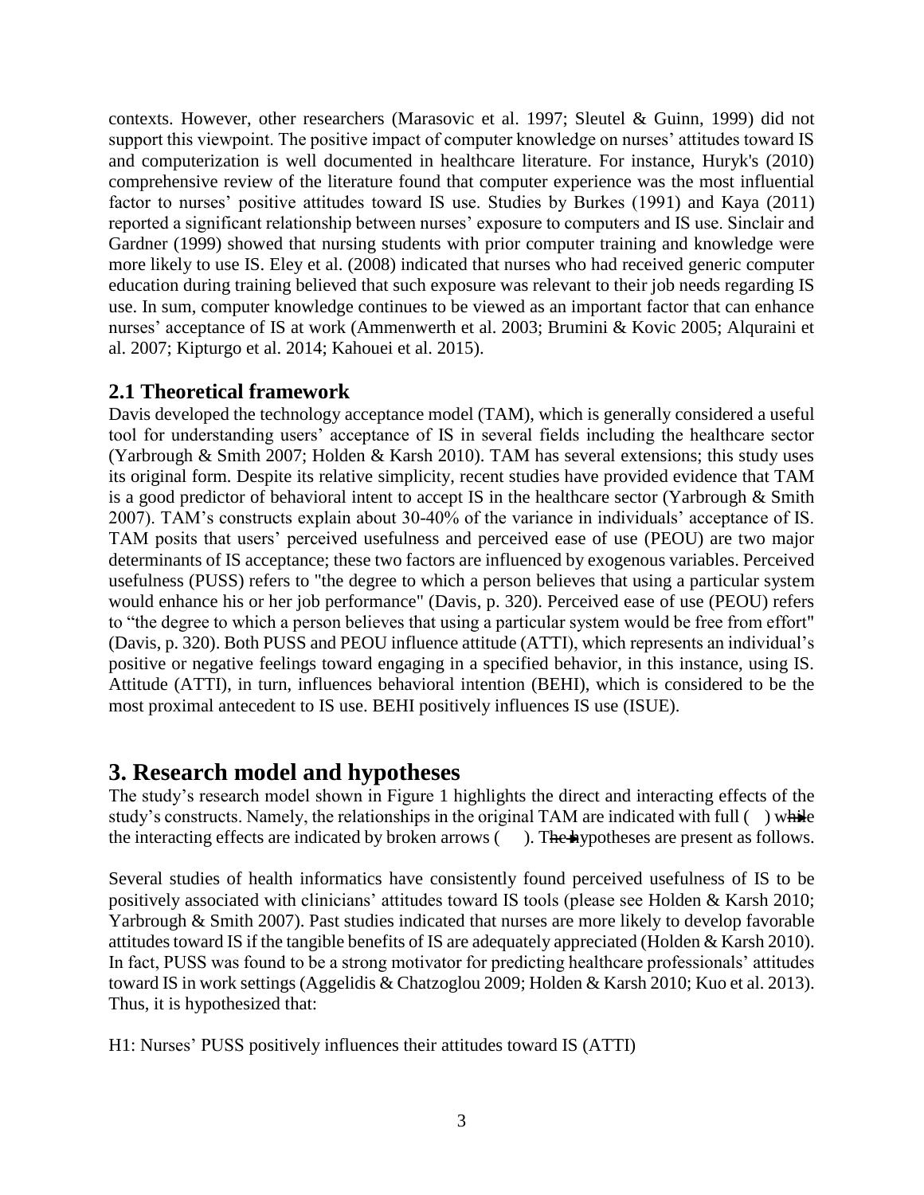contexts. However, other researchers (Marasovic et al. 1997; Sleutel & Guinn, 1999) did not support this viewpoint. The positive impact of computer knowledge on nurses' attitudes toward IS and computerization is well documented in healthcare literature. For instance, Huryk's (2010) comprehensive review of the literature found that computer experience was the most influential factor to nurses' positive attitudes toward IS use. Studies by Burkes (1991) and Kaya (2011) reported a significant relationship between nurses' exposure to computers and IS use. Sinclair and Gardner (1999) showed that nursing students with prior computer training and knowledge were more likely to use IS. Eley et al. (2008) indicated that nurses who had received generic computer education during training believed that such exposure was relevant to their job needs regarding IS use. In sum, computer knowledge continues to be viewed as an important factor that can enhance nurses' acceptance of IS at work (Ammenwerth et al. 2003; Brumini & Kovic 2005; Alquraini et al. 2007; Kipturgo et al. 2014; Kahouei et al. 2015).

## 2.1 Theoretical framework

Davis developed the technology acceptance model (TAM), which is generally considered a useful tool for understanding users' acceptance of IS in several fields including the healthcare sector (Yarbrough & Smith 2007; Holden & Karsh 2010). TAM has several extensions; this study uses its original form. Despite its relative simplicity, recent studies have provided evidence that TAM is a good predictor of behavioral intent to accept IS in the healthcare sector (Yarbrough & Smith 2007). TAM's constructs explain about 30-40% of the variance in individuals' acceptance of IS. TAM posits that users' perceived usefulness and perceived ease of use (PEOU) are two major determinants of IS acceptance; these two factors are influenced by exogenous variables. Perceived usefulness (PUSS) refers to "the degree to which a person believes that using a particular system would enhance his or her job performance" (Davis, p. 320). Perceived ease of use (PEOU) refers to "the degree to which a person believes that using a particular system would be free from effort" (Davis, p. 320). Both PUSS and PEOU influence attitude (ATTI), which represents an individual's positive or negative feelings toward engaging in a specified behavior, in this instance, using IS. Attitude (ATTI), in turn, influences behavioral intention (BEHI), which is considered to be the most proximal antecedent to IS use. BEHI positively influences IS use (ISUE).

# 3. Research model and hypotheses

The study's research model shown in Figure 1 highlights the direct and interacting effects of the study's constructs. Namely, the relationships in the original TAM are indicated with full ( ) while the interacting effects are indicated by broken arrows ( ). The hypotheses are present as follows.

Several studies of health informatics have consistently found perceived usefulness of IS to be positively associated with clinicians' attitudes toward IS tools (please see Holden & Karsh 2010; Yarbrough & Smith 2007). Past studies indicated that nurses are more likely to develop favorable attitudes toward IS if the tangible benefits of IS are adequately appreciated (Holden & Karsh 2010). In fact, PUSS was found to be a strong motivator for predicting healthcare professionals' attitudes toward IS in work settings (Aggelidis & Chatzoglou 2009; Holden & Karsh 2010; Kuo et al. 2013). Thus, it is hypothesized that:

H1: Nurses' PUSS positively influences their attitudes toward IS (ATTI)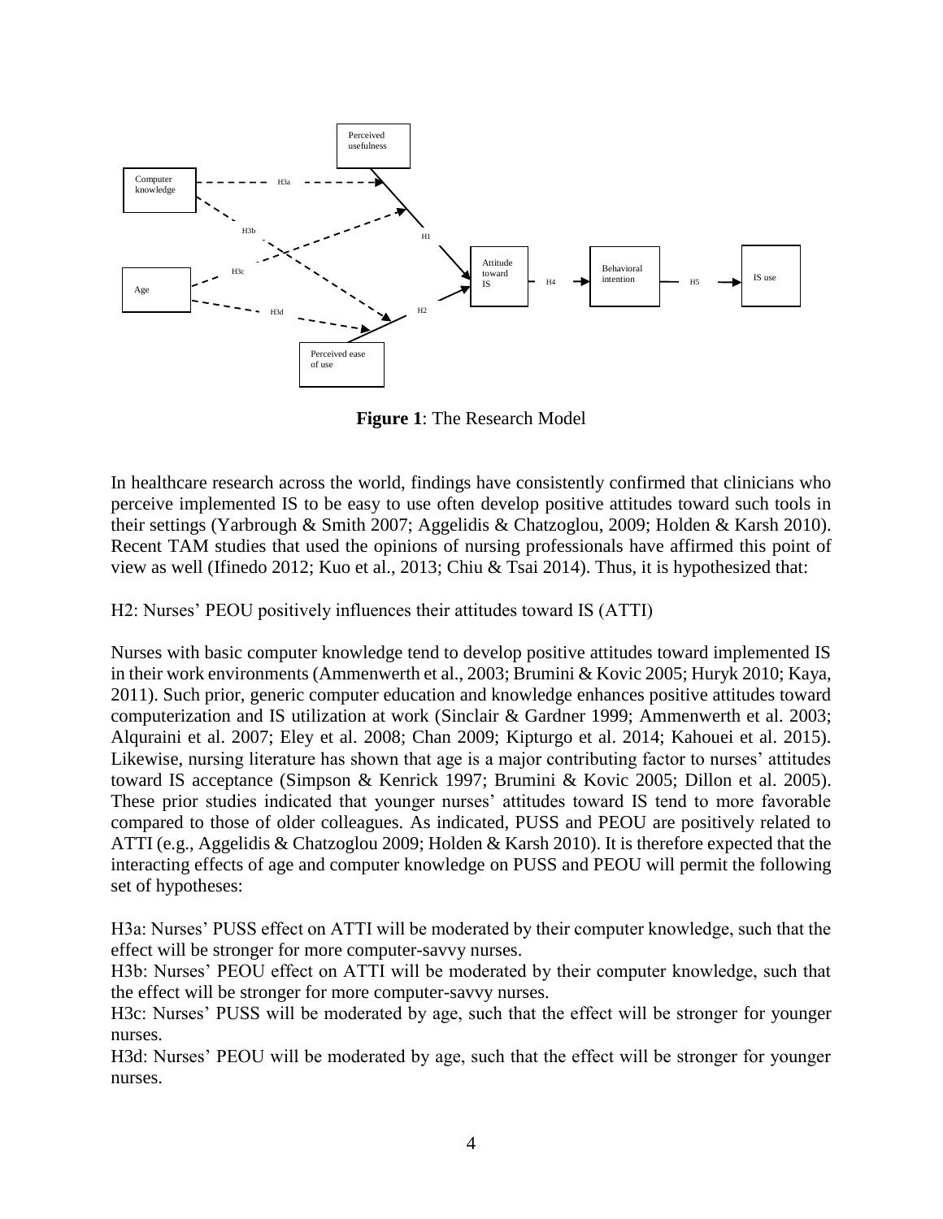**Figure 1**: The Research Model

In healthcare research across the world, findings have consistently confirmed that clinicians who perceive implemented IS to be easy to use often develop positive attitudes toward such tools in their settings (Yarbrough & Smith 2007; Aggelidis & Chatzoglou, 2009; Holden & Karsh 2010). Recent TAM studies that used the opinions of nursing professionals have affirmed this point of view as well (Ifinedo 2012; Kuo et al., 2013; Chiu & Tsai 2014). Thus, it is hypothesized that:

H2: Nurses' PEOU positively influences their attitudes toward IS (ATTI)

Nurses with basic computer knowledge tend to develop positive attitudes toward implemented IS in their work environments (Ammenwerth et al., 2003; Brumini & Kovic 2005; Huryk 2010; Kaya, 2011). Such prior, generic computer education and knowledge enhances positive attitudes toward computerization and IS utilization at work (Sinclair & Gardner 1999; Ammenwerth et al. 2003; Alquraini et al. 2007; Eley et al. 2008; Chan 2009; Kipturgo et al. 2014; Kahouei et al. 2015). Likewise, nursing literature has shown that age is a major contributing factor to nurses' attitudes toward IS acceptance (Simpson & Kenrick 1997; Brumini & Kovic 2005; Dillon et al. 2005). These prior studies indicated that younger nurses' attitudes toward IS tend to more favorable compared to those of older colleagues. As indicated, PUSS and PEOU are positively related to ATTI (e.g., Aggelidis & Chatzoglou 2009; Holden & Karsh 2010). It is therefore expected that the interacting effects of age and computer knowledge on PUSS and PEOU will permit the following set of hypotheses:

H3a: Nurses' PUSS effect on ATTI will be moderated by their computer knowledge, such that the effect will be stronger for more computer-savvy nurses.
H3b: Nurses' PEOU effect on ATTI will be moderated by their computer knowledge, such that the effect will be stronger for more computer-savvy nurses.
H3c: Nurses' PUSS will be moderated by age, such that the effect will be stronger for younger nurses.
H3d: Nurses' PEOU will be moderated by age, such that the effect will be stronger for younger nurses.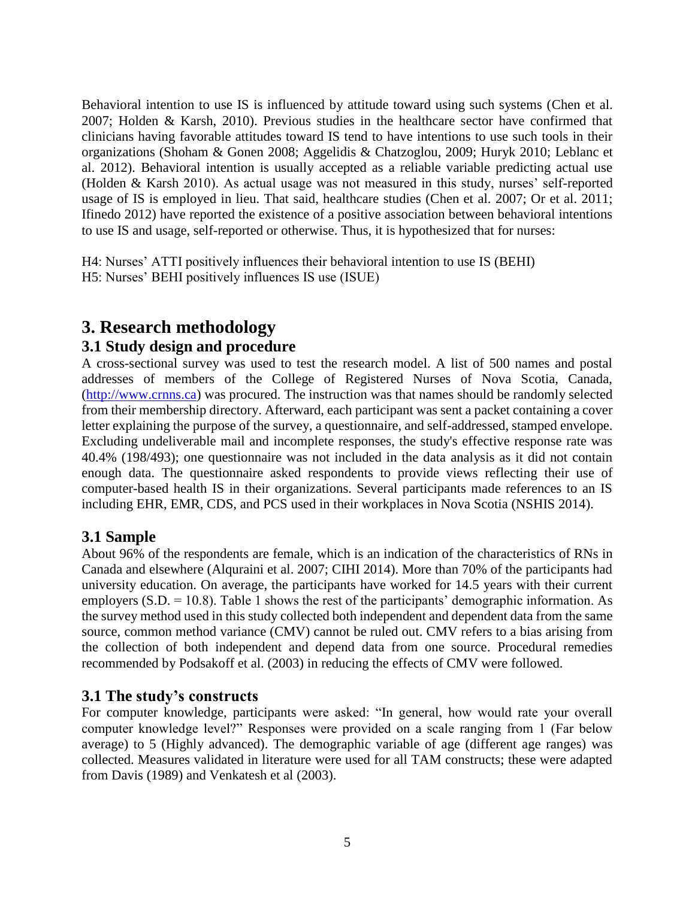Behavioral intention to use IS is influenced by attitude toward using such systems (Chen et al. 2007; Holden & Karsh, 2010). Previous studies in the healthcare sector have confirmed that clinicians having favorable attitudes toward IS tend to have intentions to use such tools in their organizations (Shoham & Gonen 2008; Aggelidis & Chatzoglou, 2009; Huryk 2010; Leblanc et al. 2012). Behavioral intention is usually accepted as a reliable variable predicting actual use (Holden & Karsh 2010). As actual usage was not measured in this study, nurses' self-reported usage of IS is employed in lieu. That said, healthcare studies (Chen et al. 2007; Or et al. 2011; Ifinedo 2012) have reported the existence of a positive association between behavioral intentions to use IS and usage, self-reported or otherwise. Thus, it is hypothesized that for nurses:

H4: Nurses' ATTI positively influences their behavioral intention to use IS (BEHI)
H5: Nurses' BEHI positively influences IS use (ISUE)

# 3. Research methodology

## 3.1 Study design and procedure

A cross-sectional survey was used to test the research model. A list of 500 names and postal addresses of members of the College of Registered Nurses of Nova Scotia, Canada, (http://www.crnns.ca) was procured. The instruction was that names should be randomly selected from their membership directory. Afterward, each participant was sent a packet containing a cover letter explaining the purpose of the survey, a questionnaire, and self-addressed, stamped envelope. Excluding undeliverable mail and incomplete responses, the study's effective response rate was 40.4% (198/493); one questionnaire was not included in the data analysis as it did not contain enough data. The questionnaire asked respondents to provide views reflecting their use of computer-based health IS in their organizations. Several participants made references to an IS including EHR, EMR, CDS, and PCS used in their workplaces in Nova Scotia (NSHIS 2014).

## 3.1 Sample

About 96% of the respondents are female, which is an indication of the characteristics of RNs in Canada and elsewhere (Alquraini et al. 2007; CIHI 2014). More than 70% of the participants had university education. On average, the participants have worked for 14.5 years with their current employers (S.D. = 10.8). Table 1 shows the rest of the participants' demographic information. As the survey method used in this study collected both independent and dependent data from the same source, common method variance (CMV) cannot be ruled out. CMV refers to a bias arising from the collection of both independent and depend data from one source. Procedural remedies recommended by Podsakoff et al. (2003) in reducing the effects of CMV were followed.

## 3.1 The study's constructs

For computer knowledge, participants were asked: "In general, how would rate your overall computer knowledge level?" Responses were provided on a scale ranging from 1 (Far below average) to 5 (Highly advanced). The demographic variable of age (different age ranges) was collected. Measures validated in literature were used for all TAM constructs; these were adapted from Davis (1989) and Venkatesh et al (2003).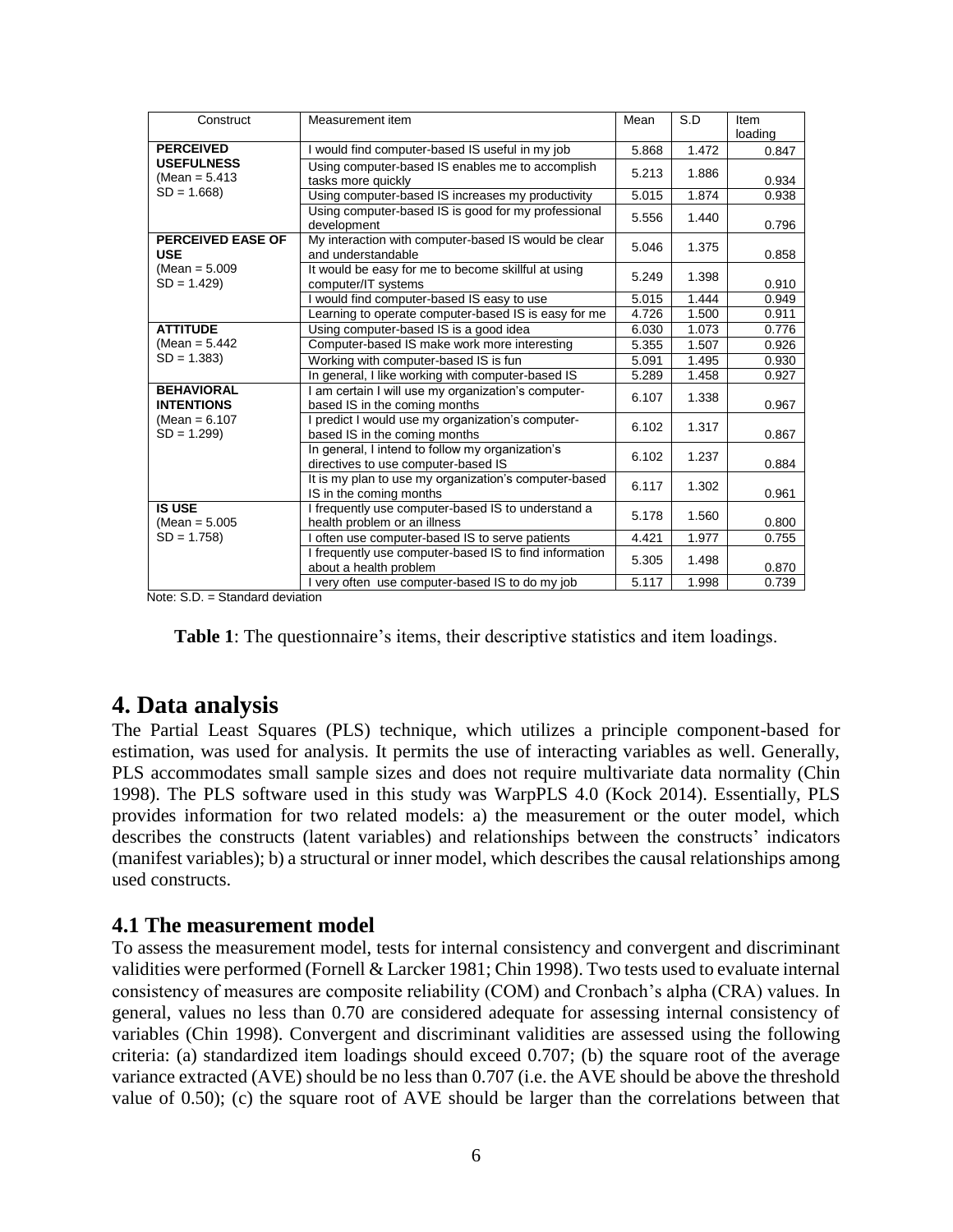| Construct | Measurement item | Mean | S.D | Item loading |
|---|---|---|---|---|
| **PERCEIVED USEFULNESS** (Mean = 5.413 SD = 1.668) | I would find computer-based IS useful in my job | 5.868 | 1.472 | 0.847 |
| | Using computer-based IS enables me to accomplish tasks more quickly | 5.213 | 1.886 | 0.934 |
| | Using computer-based IS increases my productivity | 5.015 | 1.874 | 0.938 |
| | Using computer-based IS is good for my professional development | 5.556 | 1.440 | 0.796 |
| **PERCEIVED EASE OF USE** (Mean = 5.009 SD = 1.429) | My interaction with computer-based IS would be clear and understandable | 5.046 | 1.375 | 0.858 |
| | It would be easy for me to become skillful at using computer/IT systems | 5.249 | 1.398 | 0.910 |
| | I would find computer-based IS easy to use | 5.015 | 1.444 | 0.949 |
| | Learning to operate computer-based IS is easy for me | 4.726 | 1.500 | 0.911 |
| **ATTITUDE** (Mean = 5.442 SD = 1.383) | Using computer-based IS is a good idea | 6.030 | 1.073 | 0.776 |
| | Computer-based IS make work more interesting | 5.355 | 1.507 | 0.926 |
| | Working with computer-based IS is fun | 5.091 | 1.495 | 0.930 |
| | In general, I like working with computer-based IS | 5.289 | 1.458 | 0.927 |
| **BEHAVIORAL INTENTIONS** (Mean = 6.107 SD = 1.299) | I am certain I will use my organization's computer-based IS in the coming months | 6.107 | 1.338 | 0.967 |
| | I predict I would use my organization's computer-based IS in the coming months | 6.102 | 1.317 | 0.867 |
| | In general, I intend to follow my organization's directives to use computer-based IS | 6.102 | 1.237 | 0.884 |
| | It is my plan to use my organization's computer-based IS in the coming months | 6.117 | 1.302 | 0.961 |
| **IS USE** (Mean = 5.005 SD = 1.758) | I frequently use computer-based IS to understand a health problem or an illness | 5.178 | 1.560 | 0.800 |
| | I often use computer-based IS to serve patients | 4.421 | 1.977 | 0.755 |
| | I frequently use computer-based IS to find information about a health problem | 5.305 | 1.498 | 0.870 |
| | I very often use computer-based IS to do my job | 5.117 | 1.998 | 0.739 |

Note: S.D. = Standard deviation

**Table 1**: The questionnaire's items, their descriptive statistics and item loadings.

# 4. Data analysis

The Partial Least Squares (PLS) technique, which utilizes a principle component-based for estimation, was used for analysis. It permits the use of interacting variables as well. Generally, PLS accommodates small sample sizes and does not require multivariate data normality (Chin 1998). The PLS software used in this study was WarpPLS 4.0 (Kock 2014). Essentially, PLS provides information for two related models: a) the measurement or the outer model, which describes the constructs (latent variables) and relationships between the constructs' indicators (manifest variables); b) a structural or inner model, which describes the causal relationships among used constructs.

## 4.1 The measurement model

To assess the measurement model, tests for internal consistency and convergent and discriminant validities were performed (Fornell & Larcker 1981; Chin 1998). Two tests used to evaluate internal consistency of measures are composite reliability (COM) and Cronbach's alpha (CRA) values. In general, values no less than 0.70 are considered adequate for assessing internal consistency of variables (Chin 1998). Convergent and discriminant validities are assessed using the following criteria: (a) standardized item loadings should exceed 0.707; (b) the square root of the average variance extracted (AVE) should be no less than 0.707 (i.e. the AVE should be above the threshold value of 0.50); (c) the square root of AVE should be larger than the correlations between that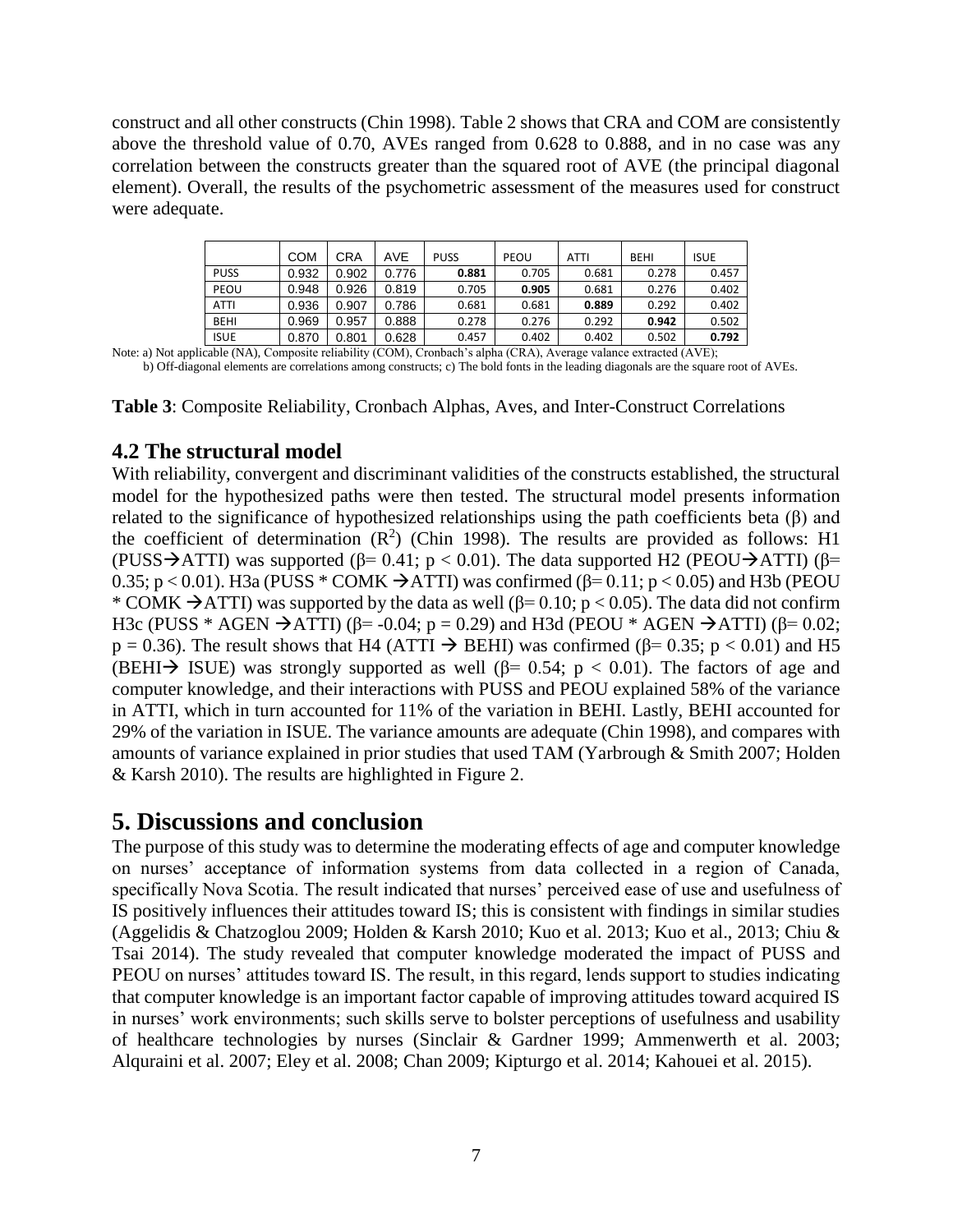construct and all other constructs (Chin 1998). Table 2 shows that CRA and COM are consistently above the threshold value of 0.70, AVEs ranged from 0.628 to 0.888, and in no case was any correlation between the constructs greater than the squared root of AVE (the principal diagonal element). Overall, the results of the psychometric assessment of the measures used for construct were adequate.

| | COM | CRA | AVE | PUSS | PEOU | ATTI | BEHI | ISUE |
|---|---|---|---|---|---|---|---|---|
| PUSS | 0.932 | 0.902 | 0.776 | **0.881** | 0.705 | 0.681 | 0.278 | 0.457 |
| PEOU | 0.948 | 0.926 | 0.819 | 0.705 | **0.905** | 0.681 | 0.276 | 0.402 |
| ATTI | 0.936 | 0.907 | 0.786 | 0.681 | 0.681 | **0.889** | 0.292 | 0.402 |
| BEHI | 0.969 | 0.957 | 0.888 | 0.278 | 0.276 | 0.292 | **0.942** | 0.502 |
| ISUE | 0.870 | 0.801 | 0.628 | 0.457 | 0.402 | 0.402 | 0.502 | **0.792** |

Note: a) Not applicable (NA), Composite reliability (COM), Cronbach's alpha (CRA), Average valance extracted (AVE);
b) Off-diagonal elements are correlations among constructs; c) The bold fonts in the leading diagonals are the square root of AVEs.

**Table 3**: Composite Reliability, Cronbach Alphas, Aves, and Inter-Construct Correlations

## 4.2 The structural model

With reliability, convergent and discriminant validities of the constructs established, the structural model for the hypothesized paths were then tested. The structural model presents information related to the significance of hypothesized relationships using the path coefficients beta (β) and the coefficient of determination ($R^2$) (Chin 1998). The results are provided as follows: H1 (PUSS→ATTI) was supported (β= 0.41; $p < 0.01$). The data supported H2 (PEOU→ATTI) (β= 0.35; $p < 0.01$). H3a (PUSS * COMK →ATTI) was confirmed (β= 0.11; $p < 0.05$) and H3b (PEOU * COMK →ATTI) was supported by the data as well (β= 0.10; $p < 0.05$). The data did not confirm H3c (PUSS * AGEN →ATTI) (β= -0.04; $p = 0.29$) and H3d (PEOU * AGEN →ATTI) (β= 0.02; $p = 0.36$). The result shows that H4 (ATTI → BEHI) was confirmed (β= 0.35; $p < 0.01$) and H5 (BEHI→ ISUE) was strongly supported as well (β= 0.54; $p < 0.01$). The factors of age and computer knowledge, and their interactions with PUSS and PEOU explained 58% of the variance in ATTI, which in turn accounted for 11% of the variation in BEHI. Lastly, BEHI accounted for 29% of the variation in ISUE. The variance amounts are adequate (Chin 1998), and compares with amounts of variance explained in prior studies that used TAM (Yarbrough & Smith 2007; Holden & Karsh 2010). The results are highlighted in Figure 2.

# 5. Discussions and conclusion

The purpose of this study was to determine the moderating effects of age and computer knowledge on nurses' acceptance of information systems from data collected in a region of Canada, specifically Nova Scotia. The result indicated that nurses' perceived ease of use and usefulness of IS positively influences their attitudes toward IS; this is consistent with findings in similar studies (Aggelidis & Chatzoglou 2009; Holden & Karsh 2010; Kuo et al. 2013; Kuo et al., 2013; Chiu & Tsai 2014). The study revealed that computer knowledge moderated the impact of PUSS and PEOU on nurses' attitudes toward IS. The result, in this regard, lends support to studies indicating that computer knowledge is an important factor capable of improving attitudes toward acquired IS in nurses' work environments; such skills serve to bolster perceptions of usefulness and usability of healthcare technologies by nurses (Sinclair & Gardner 1999; Ammenwerth et al. 2003; Alquraini et al. 2007; Eley et al. 2008; Chan 2009; Kipturgo et al. 2014; Kahouei et al. 2015).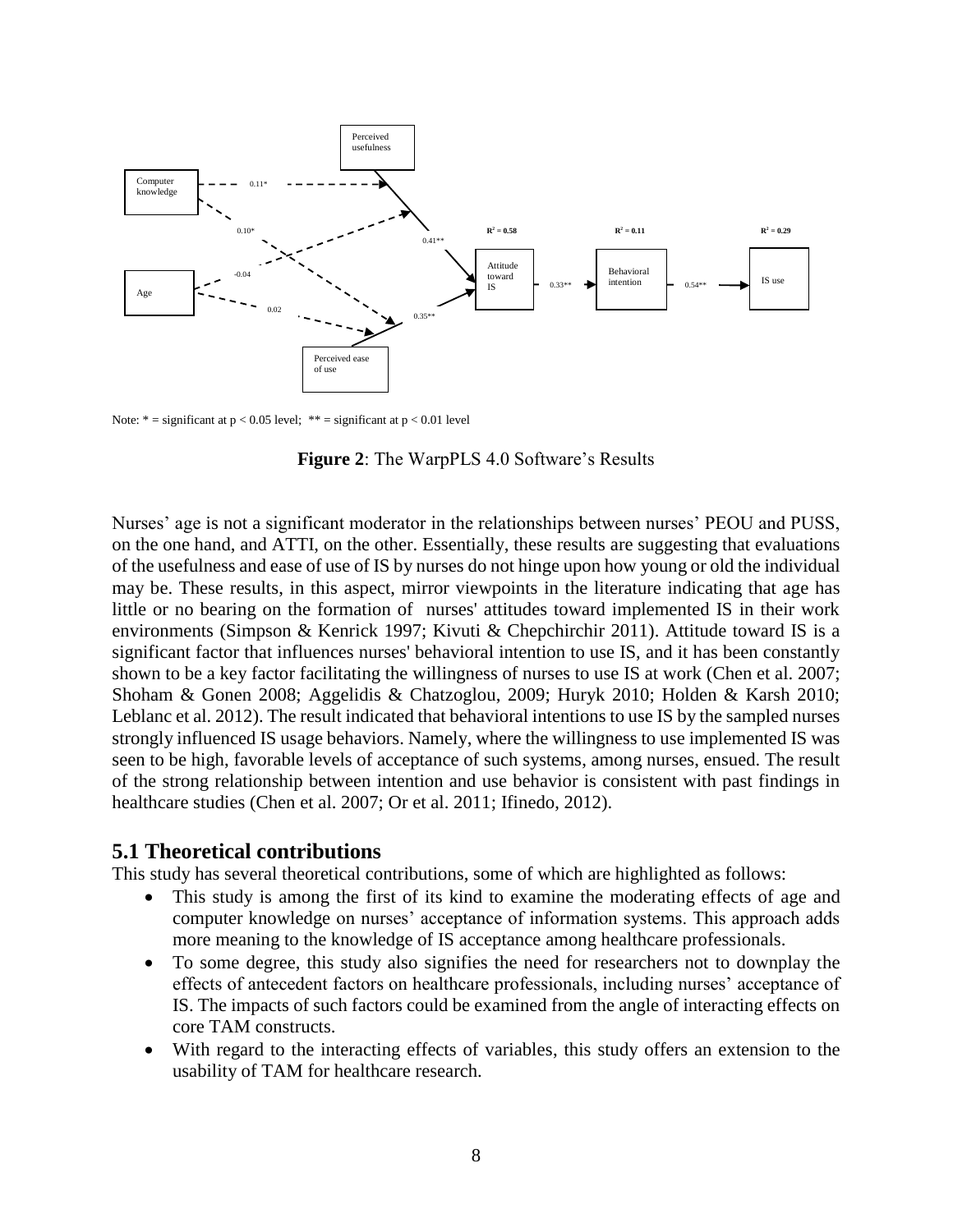Note: * = significant at $p < 0.05$ level; ** = significant at $p < 0.01$ level

**Figure 2**: The WarpPLS 4.0 Software's Results

Nurses' age is not a significant moderator in the relationships between nurses' PEOU and PUSS, on the one hand, and ATTI, on the other. Essentially, these results are suggesting that evaluations of the usefulness and ease of use of IS by nurses do not hinge upon how young or old the individual may be. These results, in this aspect, mirror viewpoints in the literature indicating that age has little or no bearing on the formation of nurses' attitudes toward implemented IS in their work environments (Simpson & Kenrick 1997; Kivuti & Chepchirchir 2011). Attitude toward IS is a significant factor that influences nurses' behavioral intention to use IS, and it has been constantly shown to be a key factor facilitating the willingness of nurses to use IS at work (Chen et al. 2007; Shoham & Gonen 2008; Aggelidis & Chatzoglou, 2009; Huryk 2010; Holden & Karsh 2010; Leblanc et al. 2012). The result indicated that behavioral intentions to use IS by the sampled nurses strongly influenced IS usage behaviors. Namely, where the willingness to use implemented IS was seen to be high, favorable levels of acceptance of such systems, among nurses, ensued. The result of the strong relationship between intention and use behavior is consistent with past findings in healthcare studies (Chen et al. 2007; Or et al. 2011; Ifinedo, 2012).

## 5.1 Theoretical contributions

This study has several theoretical contributions, some of which are highlighted as follows:

- This study is among the first of its kind to examine the moderating effects of age and computer knowledge on nurses' acceptance of information systems. This approach adds more meaning to the knowledge of IS acceptance among healthcare professionals.
- To some degree, this study also signifies the need for researchers not to downplay the effects of antecedent factors on healthcare professionals, including nurses' acceptance of IS. The impacts of such factors could be examined from the angle of interacting effects on core TAM constructs.
- With regard to the interacting effects of variables, this study offers an extension to the usability of TAM for healthcare research.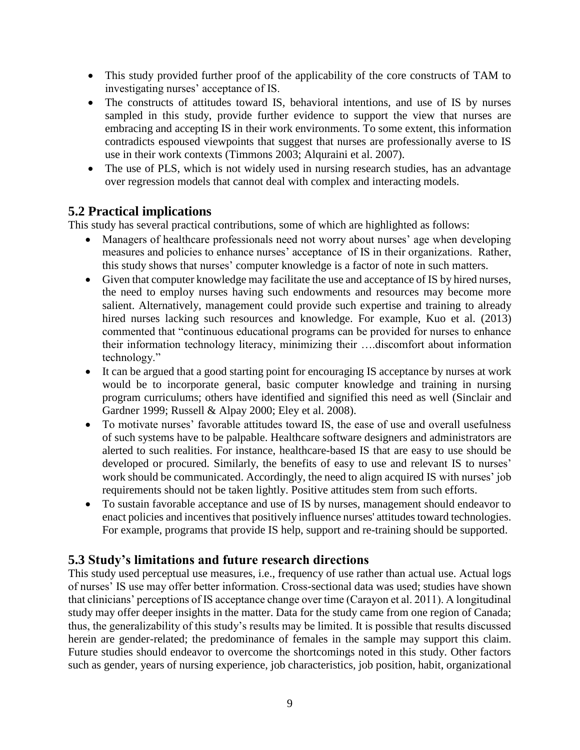- This study provided further proof of the applicability of the core constructs of TAM to investigating nurses' acceptance of IS.
- The constructs of attitudes toward IS, behavioral intentions, and use of IS by nurses sampled in this study, provide further evidence to support the view that nurses are embracing and accepting IS in their work environments. To some extent, this information contradicts espoused viewpoints that suggest that nurses are professionally averse to IS use in their work contexts (Timmons 2003; Alquraini et al. 2007).
- The use of PLS, which is not widely used in nursing research studies, has an advantage over regression models that cannot deal with complex and interacting models.

## 5.2 Practical implications

This study has several practical contributions, some of which are highlighted as follows:

- Managers of healthcare professionals need not worry about nurses' age when developing measures and policies to enhance nurses' acceptance of IS in their organizations. Rather, this study shows that nurses' computer knowledge is a factor of note in such matters.
- Given that computer knowledge may facilitate the use and acceptance of IS by hired nurses, the need to employ nurses having such endowments and resources may become more salient. Alternatively, management could provide such expertise and training to already hired nurses lacking such resources and knowledge. For example, Kuo et al. (2013) commented that "continuous educational programs can be provided for nurses to enhance their information technology literacy, minimizing their ….discomfort about information technology."
- It can be argued that a good starting point for encouraging IS acceptance by nurses at work would be to incorporate general, basic computer knowledge and training in nursing program curriculums; others have identified and signified this need as well (Sinclair and Gardner 1999; Russell & Alpay 2000; Eley et al. 2008).
- To motivate nurses' favorable attitudes toward IS, the ease of use and overall usefulness of such systems have to be palpable. Healthcare software designers and administrators are alerted to such realities. For instance, healthcare-based IS that are easy to use should be developed or procured. Similarly, the benefits of easy to use and relevant IS to nurses' work should be communicated. Accordingly, the need to align acquired IS with nurses' job requirements should not be taken lightly. Positive attitudes stem from such efforts.
- To sustain favorable acceptance and use of IS by nurses, management should endeavor to enact policies and incentives that positively influence nurses' attitudes toward technologies. For example, programs that provide IS help, support and re-training should be supported.

## 5.3 Study's limitations and future research directions

This study used perceptual use measures, i.e., frequency of use rather than actual use. Actual logs of nurses' IS use may offer better information. Cross-sectional data was used; studies have shown that clinicians' perceptions of IS acceptance change over time (Carayon et al. 2011). A longitudinal study may offer deeper insights in the matter. Data for the study came from one region of Canada; thus, the generalizability of this study's results may be limited. It is possible that results discussed herein are gender-related; the predominance of females in the sample may support this claim. Future studies should endeavor to overcome the shortcomings noted in this study. Other factors such as gender, years of nursing experience, job characteristics, job position, habit, organizational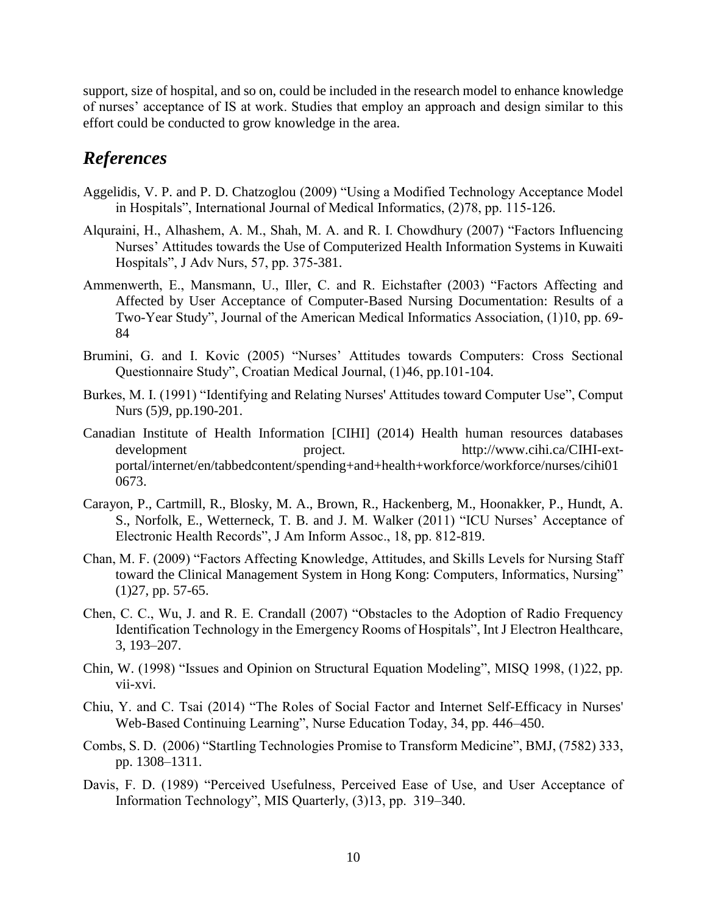support, size of hospital, and so on, could be included in the research model to enhance knowledge of nurses' acceptance of IS at work. Studies that employ an approach and design similar to this effort could be conducted to grow knowledge in the area.

## *References*

Aggelidis, V. P. and P. D. Chatzoglou (2009) "Using a Modified Technology Acceptance Model in Hospitals", International Journal of Medical Informatics, (2)78, pp. 115-126.

Alquraini, H., Alhashem, A. M., Shah, M. A. and R. I. Chowdhury (2007) "Factors Influencing Nurses' Attitudes towards the Use of Computerized Health Information Systems in Kuwaiti Hospitals", J Adv Nurs, 57, pp. 375-381.

Ammenwerth, E., Mansmann, U., Iller, C. and R. Eichstafter (2003) "Factors Affecting and Affected by User Acceptance of Computer-Based Nursing Documentation: Results of a Two-Year Study", Journal of the American Medical Informatics Association, (1)10, pp. 69-84

Brumini, G. and I. Kovic (2005) "Nurses' Attitudes towards Computers: Cross Sectional Questionnaire Study", Croatian Medical Journal, (1)46, pp.101-104.

Burkes, M. I. (1991) "Identifying and Relating Nurses' Attitudes toward Computer Use", Comput Nurs (5)9, pp.190-201.

Canadian Institute of Health Information [CIHI] (2014) Health human resources databases development project. http://www.cihi.ca/CIHI-ext-portal/internet/en/tabbedcontent/spending+and+health+workforce/workforce/nurses/cihi010673.

Carayon, P., Cartmill, R., Blosky, M. A., Brown, R., Hackenberg, M., Hoonakker, P., Hundt, A. S., Norfolk, E., Wetterneck, T. B. and J. M. Walker (2011) "ICU Nurses' Acceptance of Electronic Health Records", J Am Inform Assoc., 18, pp. 812-819.

Chan, M. F. (2009) "Factors Affecting Knowledge, Attitudes, and Skills Levels for Nursing Staff toward the Clinical Management System in Hong Kong: Computers, Informatics, Nursing" (1)27, pp. 57-65.

Chen, C. C., Wu, J. and R. E. Crandall (2007) "Obstacles to the Adoption of Radio Frequency Identification Technology in the Emergency Rooms of Hospitals", Int J Electron Healthcare, 3, 193–207.

Chin, W. (1998) "Issues and Opinion on Structural Equation Modeling", MISQ 1998, (1)22, pp. vii-xvi.

Chiu, Y. and C. Tsai (2014) "The Roles of Social Factor and Internet Self-Efficacy in Nurses' Web-Based Continuing Learning", Nurse Education Today, 34, pp. 446–450.

Combs, S. D. (2006) "Startling Technologies Promise to Transform Medicine", BMJ, (7582) 333, pp. 1308–1311.

Davis, F. D. (1989) "Perceived Usefulness, Perceived Ease of Use, and User Acceptance of Information Technology", MIS Quarterly, (3)13, pp. 319–340.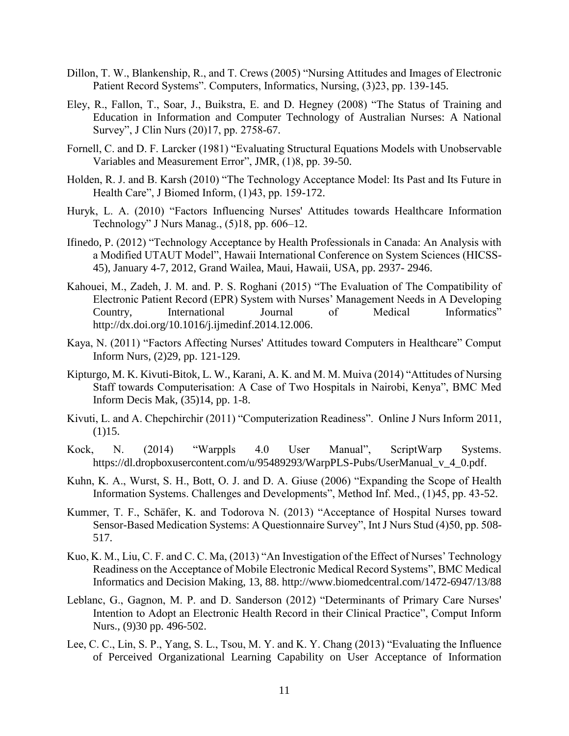Dillon, T. W., Blankenship, R., and T. Crews (2005) "Nursing Attitudes and Images of Electronic Patient Record Systems". Computers, Informatics, Nursing, (3)23, pp. 139-145.

Eley, R., Fallon, T., Soar, J., Buikstra, E. and D. Hegney (2008) "The Status of Training and Education in Information and Computer Technology of Australian Nurses: A National Survey", J Clin Nurs (20)17, pp. 2758-67.

Fornell, C. and D. F. Larcker (1981) "Evaluating Structural Equations Models with Unobservable Variables and Measurement Error", JMR, (1)8, pp. 39-50.

Holden, R. J. and B. Karsh (2010) "The Technology Acceptance Model: Its Past and Its Future in Health Care", J Biomed Inform, (1)43, pp. 159-172.

Huryk, L. A. (2010) "Factors Influencing Nurses' Attitudes towards Healthcare Information Technology" J Nurs Manag., (5)18, pp. 606–12.

Ifinedo, P. (2012) "Technology Acceptance by Health Professionals in Canada: An Analysis with a Modified UTAUT Model", Hawaii International Conference on System Sciences (HICSS-45), January 4-7, 2012, Grand Wailea, Maui, Hawaii, USA, pp. 2937- 2946.

Kahouei, M., Zadeh, J. M. and. P. S. Roghani (2015) "The Evaluation of The Compatibility of Electronic Patient Record (EPR) System with Nurses' Management Needs in A Developing Country, International Journal of Medical Informatics" http://dx.doi.org/10.1016/j.ijmedinf.2014.12.006.

Kaya, N. (2011) "Factors Affecting Nurses' Attitudes toward Computers in Healthcare" Comput Inform Nurs, (2)29, pp. 121-129.

Kipturgo, M. K. Kivuti-Bitok, L. W., Karani, A. K. and M. M. Muiva (2014) "Attitudes of Nursing Staff towards Computerisation: A Case of Two Hospitals in Nairobi, Kenya", BMC Med Inform Decis Mak, (35)14, pp. 1-8.

Kivuti, L. and A. Chepchirchir (2011) "Computerization Readiness". Online J Nurs Inform 2011, (1)15.

Kock, N. (2014) "Warppls 4.0 User Manual", ScriptWarp Systems. https://dl.dropboxusercontent.com/u/95489293/WarpPLS-Pubs/UserManual_v_4_0.pdf.

Kuhn, K. A., Wurst, S. H., Bott, O. J. and D. A. Giuse (2006) "Expanding the Scope of Health Information Systems. Challenges and Developments", Method Inf. Med., (1)45, pp. 43-52.

Kummer, T. F., Schäfer, K. and Todorova N. (2013) "Acceptance of Hospital Nurses toward Sensor-Based Medication Systems: A Questionnaire Survey", Int J Nurs Stud (4)50, pp. 508-517.

Kuo, K. M., Liu, C. F. and C. C. Ma, (2013) "An Investigation of the Effect of Nurses' Technology Readiness on the Acceptance of Mobile Electronic Medical Record Systems", BMC Medical Informatics and Decision Making, 13, 88. http://www.biomedcentral.com/1472-6947/13/88

Leblanc, G., Gagnon, M. P. and D. Sanderson (2012) "Determinants of Primary Care Nurses' Intention to Adopt an Electronic Health Record in their Clinical Practice", Comput Inform Nurs., (9)30 pp. 496-502.

Lee, C. C., Lin, S. P., Yang, S. L., Tsou, M. Y. and K. Y. Chang (2013) "Evaluating the Influence of Perceived Organizational Learning Capability on User Acceptance of Information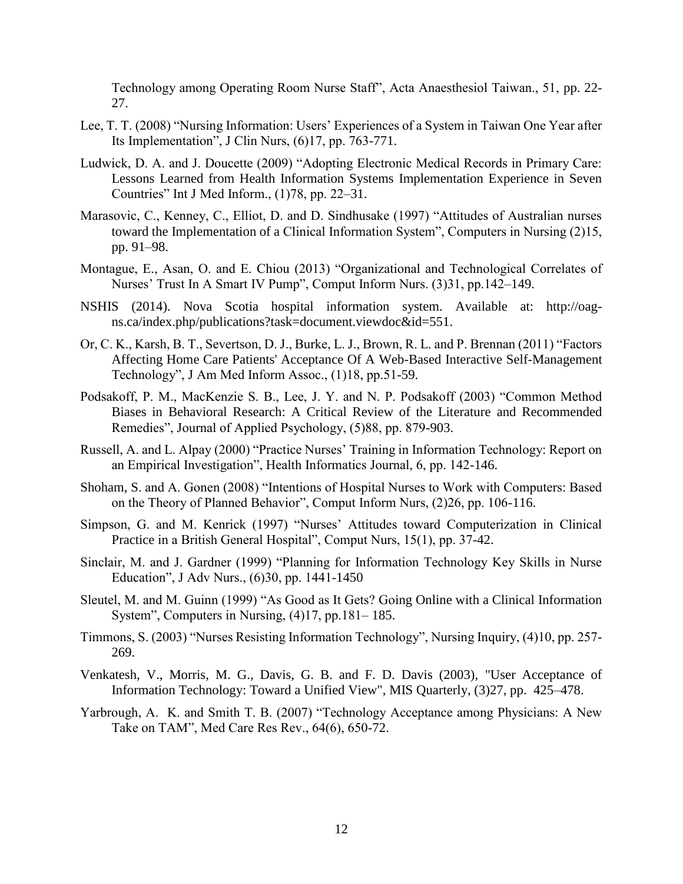Technology among Operating Room Nurse Staff", Acta Anaesthesiol Taiwan., 51, pp. 22-27.

Lee, T. T. (2008) "Nursing Information: Users' Experiences of a System in Taiwan One Year after Its Implementation", J Clin Nurs, (6)17, pp. 763-771.

Ludwick, D. A. and J. Doucette (2009) "Adopting Electronic Medical Records in Primary Care: Lessons Learned from Health Information Systems Implementation Experience in Seven Countries" Int J Med Inform., (1)78, pp. 22–31.

Marasovic, C., Kenney, C., Elliot, D. and D. Sindhusake (1997) "Attitudes of Australian nurses toward the Implementation of a Clinical Information System", Computers in Nursing (2)15, pp. 91–98.

Montague, E., Asan, O. and E. Chiou (2013) "Organizational and Technological Correlates of Nurses' Trust In A Smart IV Pump", Comput Inform Nurs. (3)31, pp.142–149.

NSHIS (2014). Nova Scotia hospital information system. Available at: http://oag-ns.ca/index.php/publications?task=document.viewdoc&id=551.

Or, C. K., Karsh, B. T., Severtson, D. J., Burke, L. J., Brown, R. L. and P. Brennan (2011) "Factors Affecting Home Care Patients' Acceptance Of A Web-Based Interactive Self-Management Technology", J Am Med Inform Assoc., (1)18, pp.51-59.

Podsakoff, P. M., MacKenzie S. B., Lee, J. Y. and N. P. Podsakoff (2003) "Common Method Biases in Behavioral Research: A Critical Review of the Literature and Recommended Remedies", Journal of Applied Psychology, (5)88, pp. 879-903.

Russell, A. and L. Alpay (2000) "Practice Nurses' Training in Information Technology: Report on an Empirical Investigation", Health Informatics Journal, 6, pp. 142-146.

Shoham, S. and A. Gonen (2008) "Intentions of Hospital Nurses to Work with Computers: Based on the Theory of Planned Behavior", Comput Inform Nurs, (2)26, pp. 106-116.

Simpson, G. and M. Kenrick (1997) "Nurses' Attitudes toward Computerization in Clinical Practice in a British General Hospital", Comput Nurs, 15(1), pp. 37-42.

Sinclair, M. and J. Gardner (1999) "Planning for Information Technology Key Skills in Nurse Education", J Adv Nurs., (6)30, pp. 1441-1450

Sleutel, M. and M. Guinn (1999) "As Good as It Gets? Going Online with a Clinical Information System", Computers in Nursing, (4)17, pp.181– 185.

Timmons, S. (2003) "Nurses Resisting Information Technology", Nursing Inquiry, (4)10, pp. 257-269.

Venkatesh, V., Morris, M. G., Davis, G. B. and F. D. Davis (2003), "User Acceptance of Information Technology: Toward a Unified View", MIS Quarterly, (3)27, pp. 425–478.

Yarbrough, A. K. and Smith T. B. (2007) "Technology Acceptance among Physicians: A New Take on TAM", Med Care Res Rev., 64(6), 650-72.